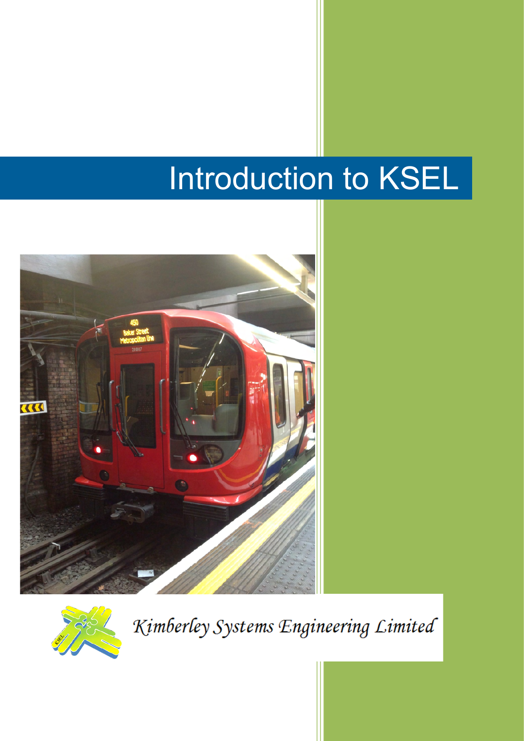# Introduction to KSEL

Kimberley Systems Engineering Limited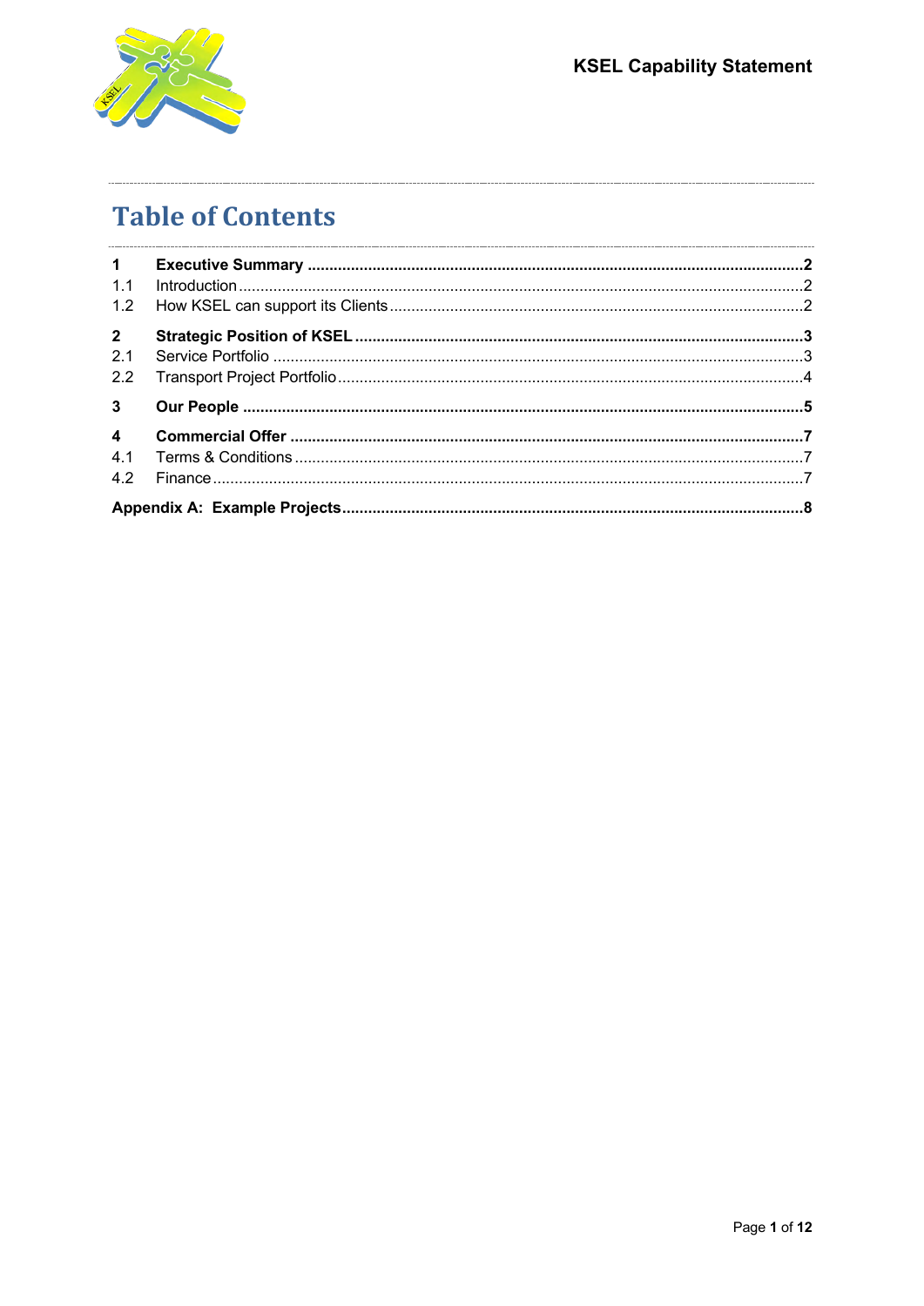# Table of Contents

| | | |
|---|---|---|
| **1** | **Executive Summary** | **2** |
| 1.1 | Introduction | 2 |
| 1.2 | How KSEL can support its Clients | 2 |
| **2** | **Strategic Position of KSEL** | **3** |
| 2.1 | Service Portfolio | 3 |
| 2.2 | Transport Project Portfolio | 4 |
| **3** | **Our People** | **5** |
| **4** | **Commercial Offer** | **7** |
| 4.1 | Terms & Conditions | 7 |
| 4.2 | Finance | 7 |
| **Appendix A: Example Projects** | | **8** |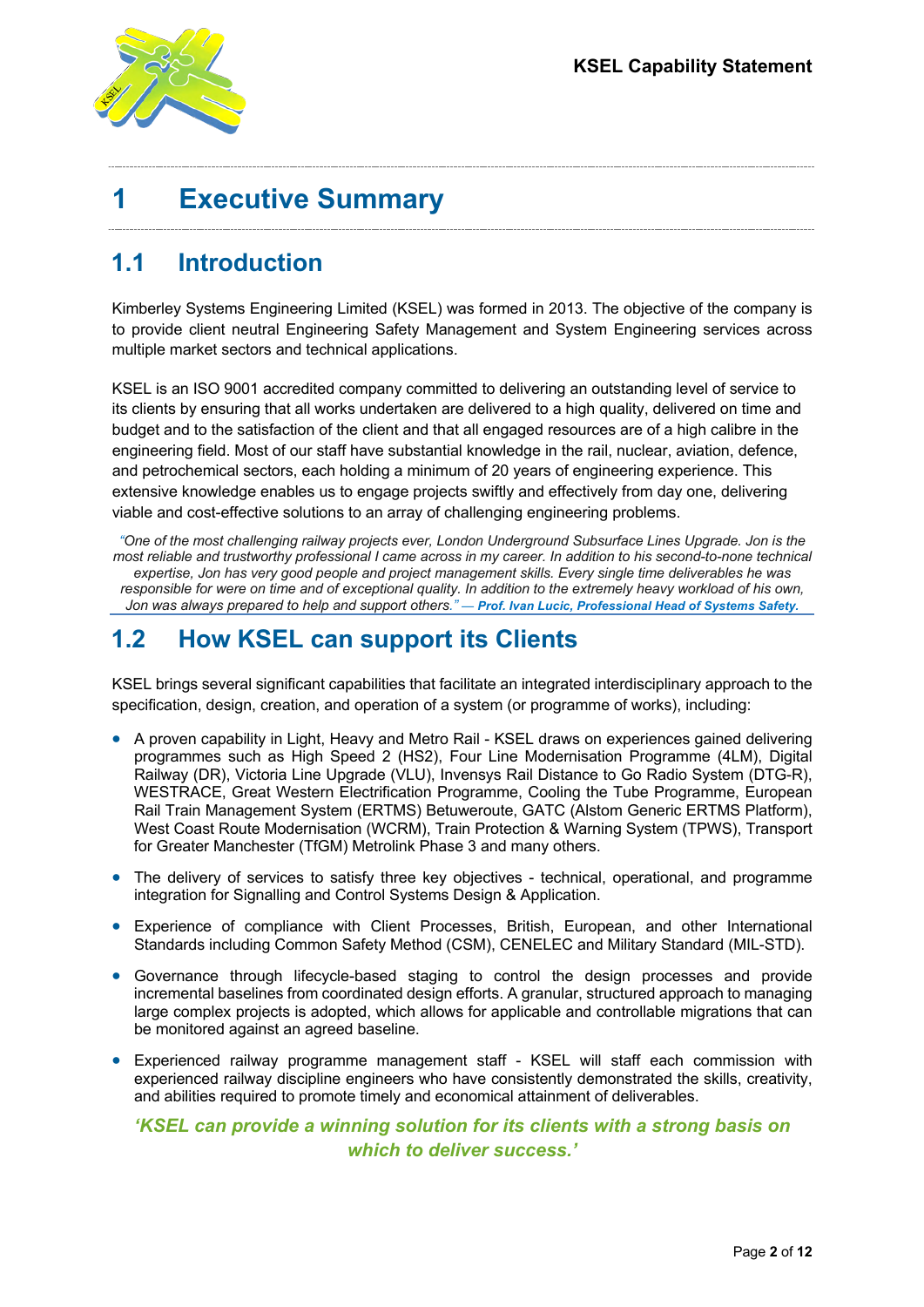# 1 Executive Summary

## 1.1 Introduction

Kimberley Systems Engineering Limited (KSEL) was formed in 2013. The objective of the company is to provide client neutral Engineering Safety Management and System Engineering services across multiple market sectors and technical applications.

KSEL is an ISO 9001 accredited company committed to delivering an outstanding level of service to its clients by ensuring that all works undertaken are delivered to a high quality, delivered on time and budget and to the satisfaction of the client and that all engaged resources are of a high calibre in the engineering field. Most of our staff have substantial knowledge in the rail, nuclear, aviation, defence, and petrochemical sectors, each holding a minimum of 20 years of engineering experience. This extensive knowledge enables us to engage projects swiftly and effectively from day one, delivering viable and cost-effective solutions to an array of challenging engineering problems.

*"One of the most challenging railway projects ever, London Underground Subsurface Lines Upgrade. Jon is the most reliable and trustworthy professional I came across in my career. In addition to his second-to-none technical expertise, Jon has very good people and project management skills. Every single time deliverables he was responsible for were on time and of exceptional quality. In addition to the extremely heavy workload of his own, Jon was always prepared to help and support others."* — **Prof. Ivan Lucic, Professional Head of Systems Safety.**

## 1.2 How KSEL can support its Clients

KSEL brings several significant capabilities that facilitate an integrated interdisciplinary approach to the specification, design, creation, and operation of a system (or programme of works), including:

- A proven capability in Light, Heavy and Metro Rail - KSEL draws on experiences gained delivering programmes such as High Speed 2 (HS2), Four Line Modernisation Programme (4LM), Digital Railway (DR), Victoria Line Upgrade (VLU), Invensys Rail Distance to Go Radio System (DTG-R), WESTRACE, Great Western Electrification Programme, Cooling the Tube Programme, European Rail Train Management System (ERTMS) Betuweroute, GATC (Alstom Generic ERTMS Platform), West Coast Route Modernisation (WCRM), Train Protection & Warning System (TPWS), Transport for Greater Manchester (TfGM) Metrolink Phase 3 and many others.
- The delivery of services to satisfy three key objectives - technical, operational, and programme integration for Signalling and Control Systems Design & Application.
- Experience of compliance with Client Processes, British, European, and other International Standards including Common Safety Method (CSM), CENELEC and Military Standard (MIL-STD).
- Governance through lifecycle-based staging to control the design processes and provide incremental baselines from coordinated design efforts. A granular, structured approach to managing large complex projects is adopted, which allows for applicable and controllable migrations that can be monitored against an agreed baseline.
- Experienced railway programme management staff - KSEL will staff each commission with experienced railway discipline engineers who have consistently demonstrated the skills, creativity, and abilities required to promote timely and economical attainment of deliverables.

***'KSEL can provide a winning solution for its clients with a strong basis on which to deliver success.'***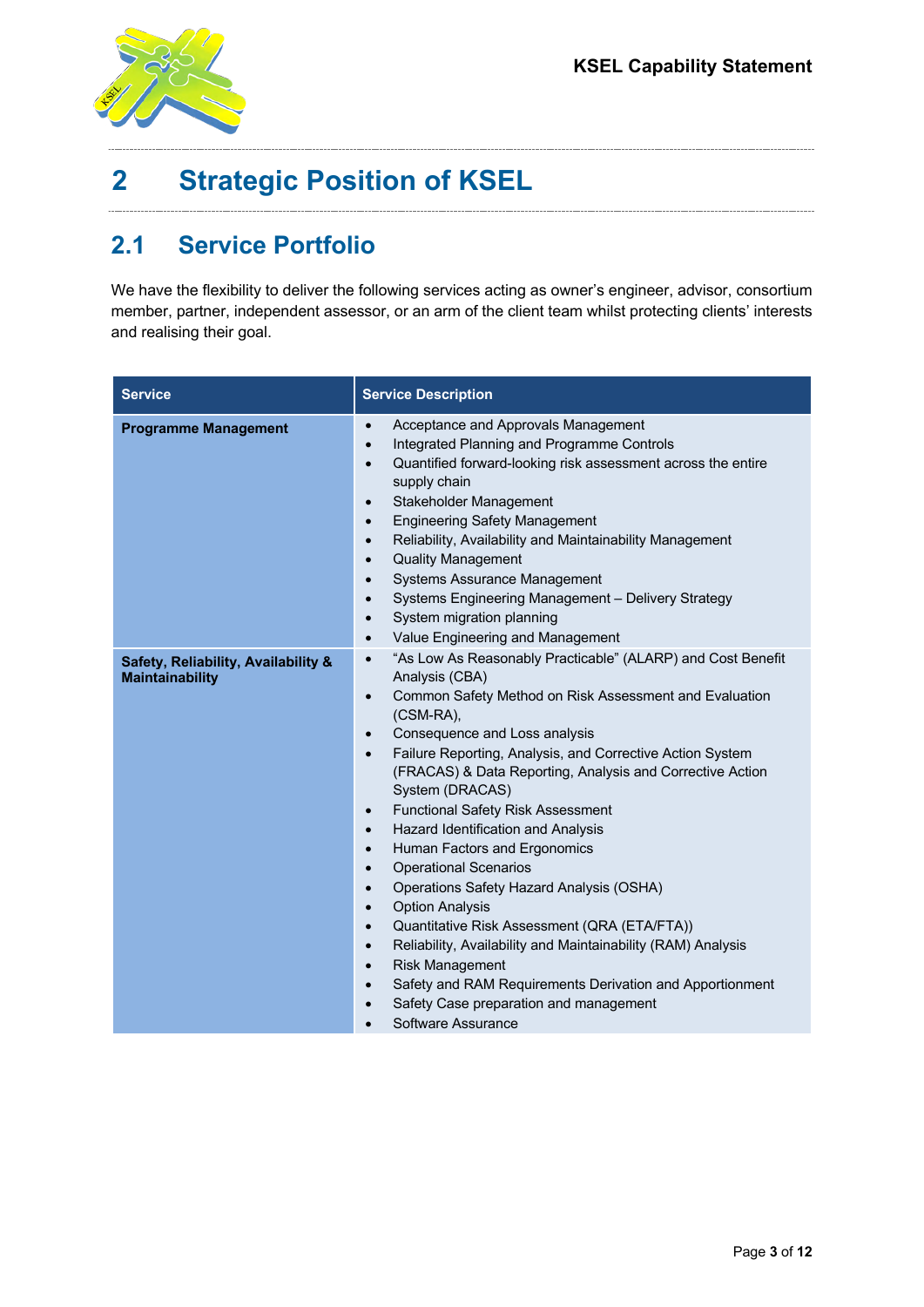# 2 Strategic Position of KSEL

## 2.1 Service Portfolio

We have the flexibility to deliver the following services acting as owner's engineer, advisor, consortium member, partner, independent assessor, or an arm of the client team whilst protecting clients' interests and realising their goal.

| Service | Service Description |
|---|---|
| **Programme Management** | • Acceptance and Approvals Management<br>• Integrated Planning and Programme Controls<br>• Quantified forward-looking risk assessment across the entire supply chain<br>• Stakeholder Management<br>• Engineering Safety Management<br>• Reliability, Availability and Maintainability Management<br>• Quality Management<br>• Systems Assurance Management<br>• Systems Engineering Management – Delivery Strategy<br>• System migration planning<br>• Value Engineering and Management |
| **Safety, Reliability, Availability & Maintainability** | • "As Low As Reasonably Practicable" (ALARP) and Cost Benefit Analysis (CBA)<br>• Common Safety Method on Risk Assessment and Evaluation (CSM-RA),<br>• Consequence and Loss analysis<br>• Failure Reporting, Analysis, and Corrective Action System (FRACAS) & Data Reporting, Analysis and Corrective Action System (DRACAS)<br>• Functional Safety Risk Assessment<br>• Hazard Identification and Analysis<br>• Human Factors and Ergonomics<br>• Operational Scenarios<br>• Operations Safety Hazard Analysis (OSHA)<br>• Option Analysis<br>• Quantitative Risk Assessment (QRA (ETA/FTA))<br>• Reliability, Availability and Maintainability (RAM) Analysis<br>• Risk Management<br>• Safety and RAM Requirements Derivation and Apportionment<br>• Safety Case preparation and management<br>• Software Assurance |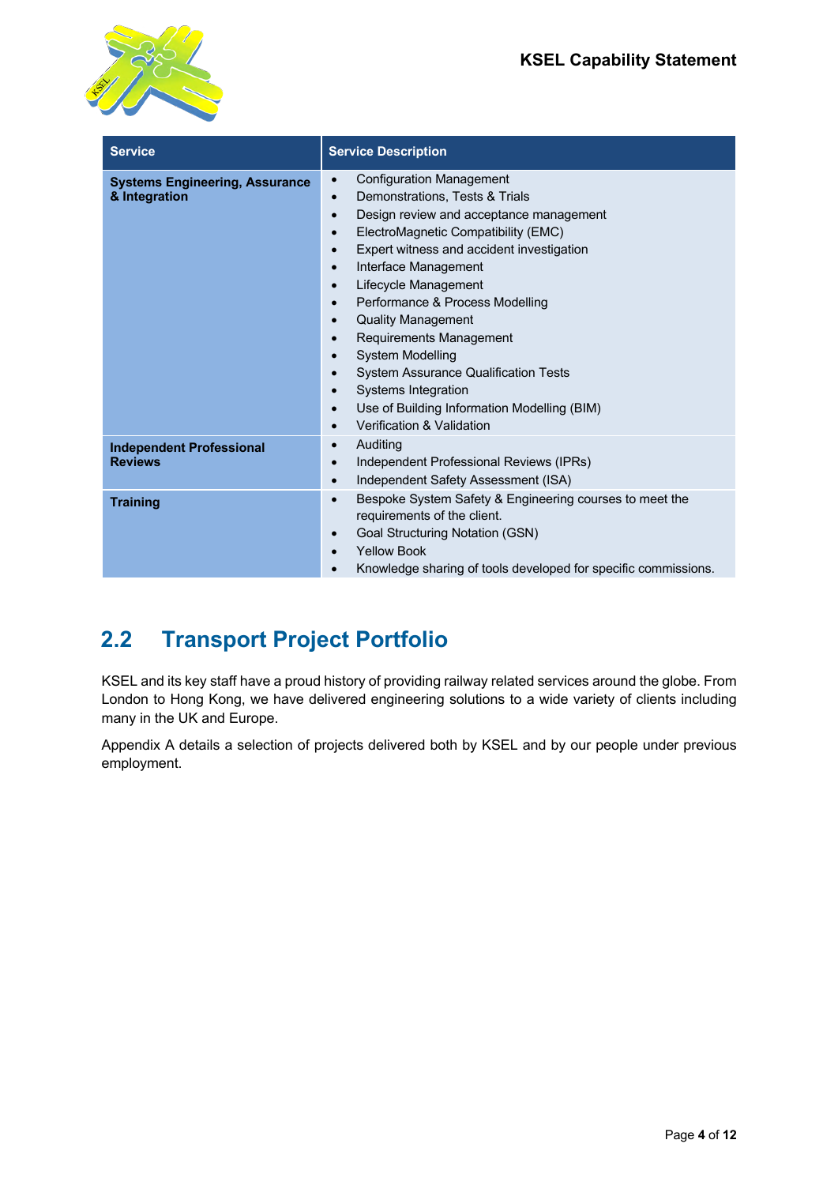| Service | Service Description |
|---|---|
| **Systems Engineering, Assurance & Integration** | • Configuration Management<br>• Demonstrations, Tests & Trials<br>• Design review and acceptance management<br>• ElectroMagnetic Compatibility (EMC)<br>• Expert witness and accident investigation<br>• Interface Management<br>• Lifecycle Management<br>• Performance & Process Modelling<br>• Quality Management<br>• Requirements Management<br>• System Modelling<br>• System Assurance Qualification Tests<br>• Systems Integration<br>• Use of Building Information Modelling (BIM)<br>• Verification & Validation |
| **Independent Professional Reviews** | • Auditing<br>• Independent Professional Reviews (IPRs)<br>• Independent Safety Assessment (ISA) |
| **Training** | • Bespoke System Safety & Engineering courses to meet the requirements of the client.<br>• Goal Structuring Notation (GSN)<br>• Yellow Book<br>• Knowledge sharing of tools developed for specific commissions. |

## 2.2 Transport Project Portfolio

KSEL and its key staff have a proud history of providing railway related services around the globe. From London to Hong Kong, we have delivered engineering solutions to a wide variety of clients including many in the UK and Europe.

Appendix A details a selection of projects delivered both by KSEL and by our people under previous employment.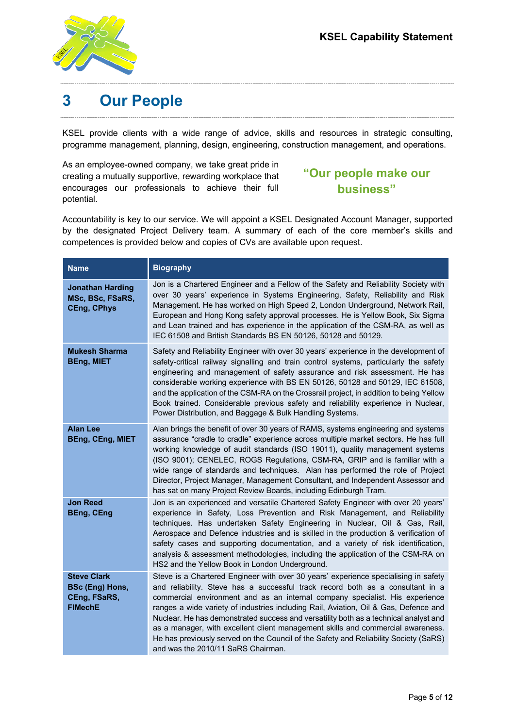# 3 Our People

KSEL provide clients with a wide range of advice, skills and resources in strategic consulting, programme management, planning, design, engineering, construction management, and operations.

As an employee-owned company, we take great pride in creating a mutually supportive, rewarding workplace that encourages our professionals to achieve their full potential.

**"Our people make our business"**

Accountability is key to our service. We will appoint a KSEL Designated Account Manager, supported by the designated Project Delivery team. A summary of each of the core member's skills and competences is provided below and copies of CVs are available upon request.

| Name | Biography |
| --- | --- |
| **Jonathan Harding MSc, BSc, FSaRS, CEng, CPhys** | Jon is a Chartered Engineer and a Fellow of the Safety and Reliability Society with over 30 years' experience in Systems Engineering, Safety, Reliability and Risk Management. He has worked on High Speed 2, London Underground, Network Rail, European and Hong Kong safety approval processes. He is Yellow Book, Six Sigma and Lean trained and has experience in the application of the CSM-RA, as well as IEC 61508 and British Standards BS EN 50126, 50128 and 50129. |
| **Mukesh Sharma BEng, MIET** | Safety and Reliability Engineer with over 30 years' experience in the development of safety-critical railway signalling and train control systems, particularly the safety engineering and management of safety assurance and risk assessment. He has considerable working experience with BS EN 50126, 50128 and 50129, IEC 61508, and the application of the CSM-RA on the Crossrail project, in addition to being Yellow Book trained. Considerable previous safety and reliability experience in Nuclear, Power Distribution, and Baggage & Bulk Handling Systems. |
| **Alan Lee BEng, CEng, MIET** | Alan brings the benefit of over 30 years of RAMS, systems engineering and systems assurance "cradle to cradle" experience across multiple market sectors. He has full working knowledge of audit standards (ISO 19011), quality management systems (ISO 9001); CENELEC, ROGS Regulations, CSM-RA, GRIP and is familiar with a wide range of standards and techniques. Alan has performed the role of Project Director, Project Manager, Management Consultant, and Independent Assessor and has sat on many Project Review Boards, including Edinburgh Tram. |
| **Jon Reed BEng, CEng** | Jon is an experienced and versatile Chartered Safety Engineer with over 20 years' experience in Safety, Loss Prevention and Risk Management, and Reliability techniques. Has undertaken Safety Engineering in Nuclear, Oil & Gas, Rail, Aerospace and Defence industries and is skilled in the production & verification of safety cases and supporting documentation, and a variety of risk identification, analysis & assessment methodologies, including the application of the CSM-RA on HS2 and the Yellow Book in London Underground. |
| **Steve Clark BSc (Eng) Hons, CEng, FSaRS, FIMechE** | Steve is a Chartered Engineer with over 30 years' experience specialising in safety and reliability. Steve has a successful track record both as a consultant in a commercial environment and as an internal company specialist. His experience ranges a wide variety of industries including Rail, Aviation, Oil & Gas, Defence and Nuclear. He has demonstrated success and versatility both as a technical analyst and as a manager, with excellent client management skills and commercial awareness. He has previously served on the Council of the Safety and Reliability Society (SaRS) and was the 2010/11 SaRS Chairman. |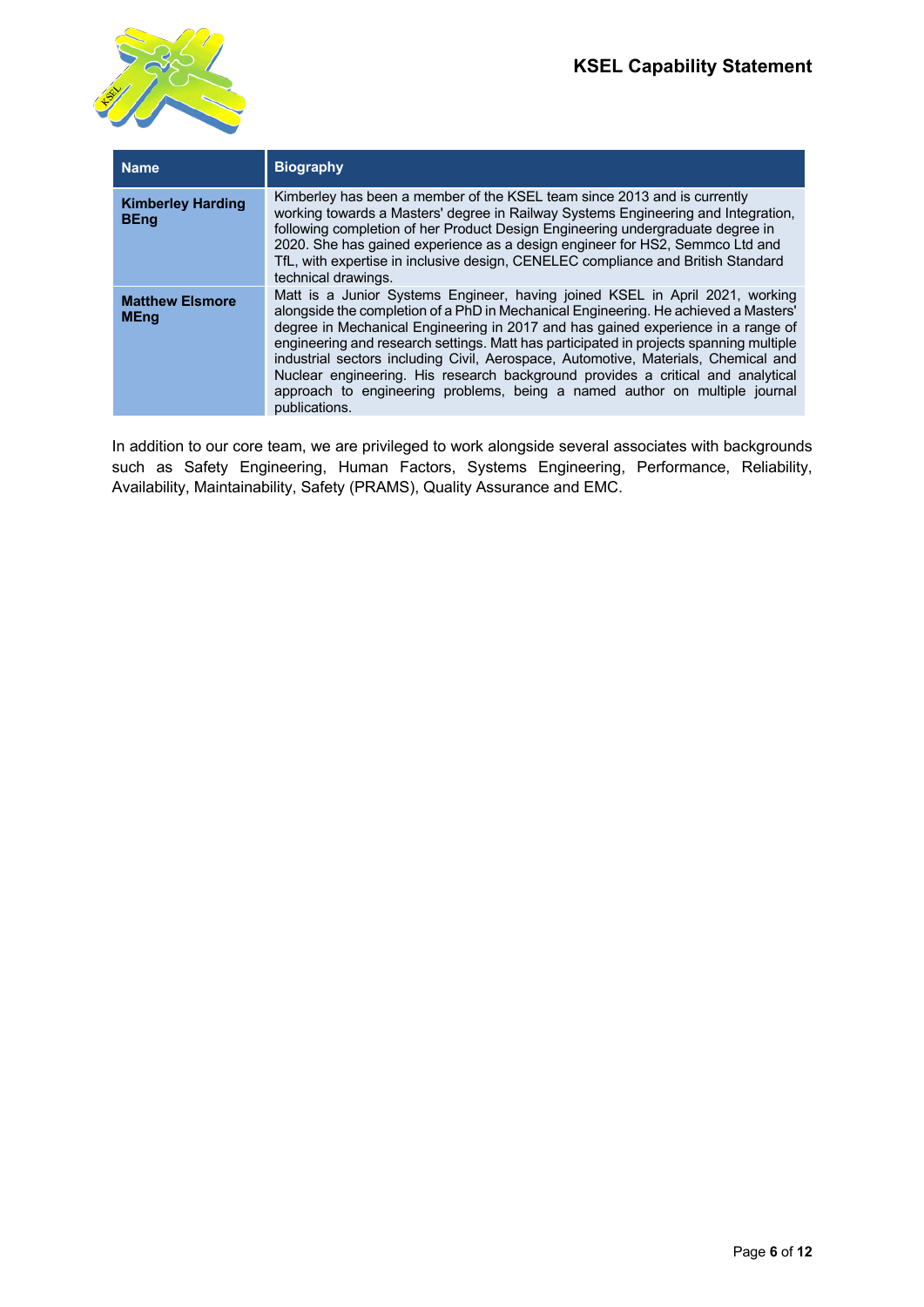| Name | Biography |
|---|---|
| **Kimberley Harding BEng** | Kimberley has been a member of the KSEL team since 2013 and is currently working towards a Masters' degree in Railway Systems Engineering and Integration, following completion of her Product Design Engineering undergraduate degree in 2020. She has gained experience as a design engineer for HS2, Semmco Ltd and TfL, with expertise in inclusive design, CENELEC compliance and British Standard technical drawings. |
| **Matthew Elsmore MEng** | Matt is a Junior Systems Engineer, having joined KSEL in April 2021, working alongside the completion of a PhD in Mechanical Engineering. He achieved a Masters' degree in Mechanical Engineering in 2017 and has gained experience in a range of engineering and research settings. Matt has participated in projects spanning multiple industrial sectors including Civil, Aerospace, Automotive, Materials, Chemical and Nuclear engineering. His research background provides a critical and analytical approach to engineering problems, being a named author on multiple journal publications. |

In addition to our core team, we are privileged to work alongside several associates with backgrounds such as Safety Engineering, Human Factors, Systems Engineering, Performance, Reliability, Availability, Maintainability, Safety (PRAMS), Quality Assurance and EMC.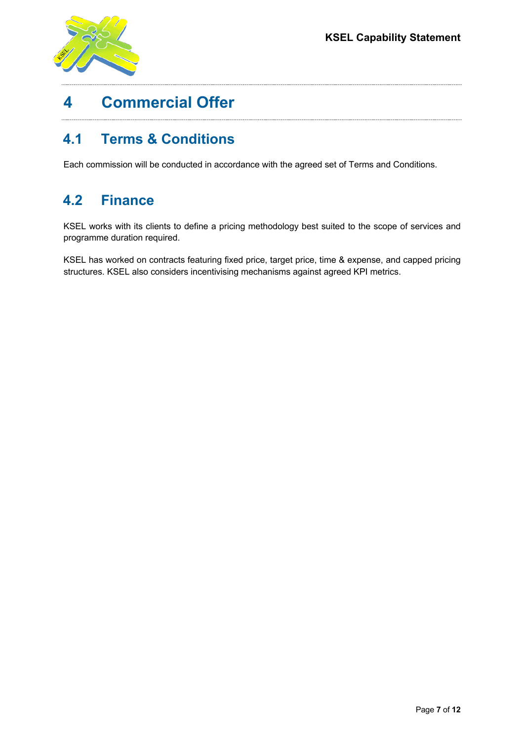# 4 Commercial Offer

## 4.1 Terms & Conditions

Each commission will be conducted in accordance with the agreed set of Terms and Conditions.

## 4.2 Finance

KSEL works with its clients to define a pricing methodology best suited to the scope of services and programme duration required.

KSEL has worked on contracts featuring fixed price, target price, time & expense, and capped pricing structures. KSEL also considers incentivising mechanisms against agreed KPI metrics.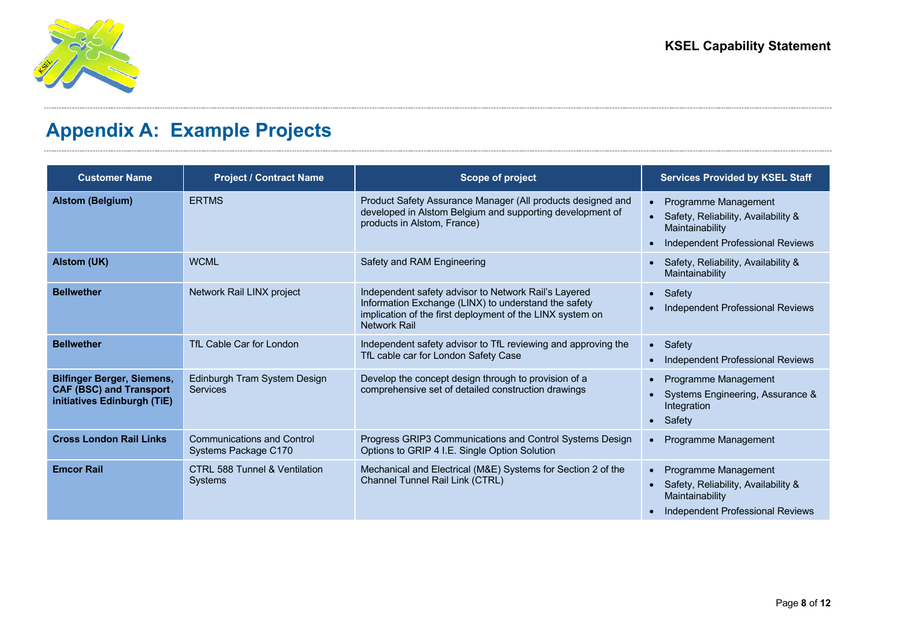# Appendix A:  Example Projects

| Customer Name | Project / Contract Name | Scope of project | Services Provided by KSEL Staff |
|---|---|---|---|
| **Alstom (Belgium)** | ERTMS | Product Safety Assurance Manager (All products designed and developed in Alstom Belgium and supporting development of products in Alstom, France) | • Programme Management<br>• Safety, Reliability, Availability & Maintainability<br>• Independent Professional Reviews |
| **Alstom (UK)** | WCML | Safety and RAM Engineering | • Safety, Reliability, Availability & Maintainability |
| **Bellwether** | Network Rail LINX project | Independent safety advisor to Network Rail's Layered Information Exchange (LINX) to understand the safety implication of the first deployment of the LINX system on Network Rail | • Safety<br>• Independent Professional Reviews |
| **Bellwether** | TfL Cable Car for London | Independent safety advisor to TfL reviewing and approving the TfL cable car for London Safety Case | • Safety<br>• Independent Professional Reviews |
| **Bilfinger Berger, Siemens, CAF (BSC) and Transport initiatives Edinburgh (TiE)** | Edinburgh Tram System Design Services | Develop the concept design through to provision of a comprehensive set of detailed construction drawings | • Programme Management<br>• Systems Engineering, Assurance & Integration<br>• Safety |
| **Cross London Rail Links** | Communications and Control Systems Package C170 | Progress GRIP3 Communications and Control Systems Design Options to GRIP 4 I.E. Single Option Solution | • Programme Management |
| **Emcor Rail** | CTRL 588 Tunnel & Ventilation Systems | Mechanical and Electrical (M&E) Systems for Section 2 of the Channel Tunnel Rail Link (CTRL) | • Programme Management<br>• Safety, Reliability, Availability & Maintainability<br>• Independent Professional Reviews |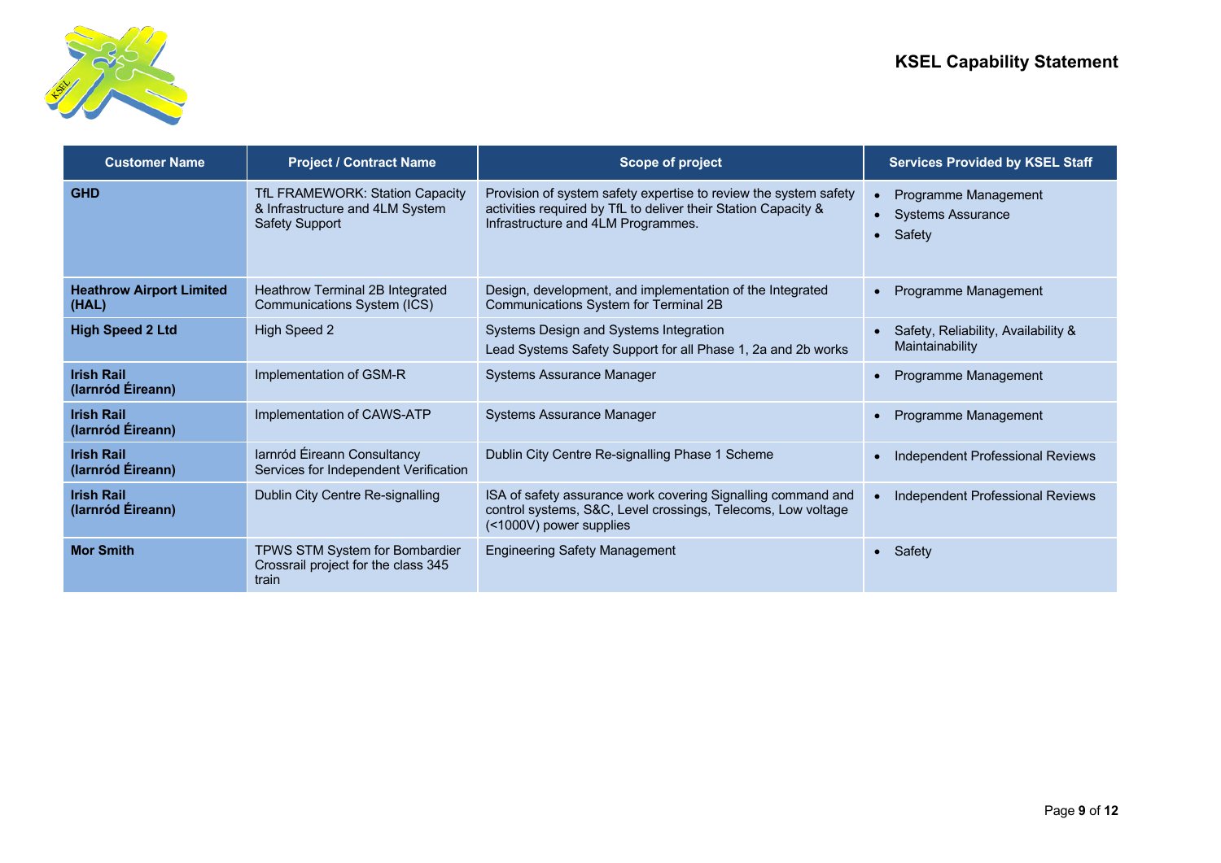| Customer Name | Project / Contract Name | Scope of project | Services Provided by KSEL Staff |
|---|---|---|---|
| **GHD** | TfL FRAMEWORK: Station Capacity & Infrastructure and 4LM System Safety Support | Provision of system safety expertise to review the system safety activities required by TfL to deliver their Station Capacity & Infrastructure and 4LM Programmes. | • Programme Management<br>• Systems Assurance<br>• Safety |
| **Heathrow Airport Limited (HAL)** | Heathrow Terminal 2B Integrated Communications System (ICS) | Design, development, and implementation of the Integrated Communications System for Terminal 2B | • Programme Management |
| **High Speed 2 Ltd** | High Speed 2 | Systems Design and Systems Integration<br>Lead Systems Safety Support for all Phase 1, 2a and 2b works | • Safety, Reliability, Availability & Maintainability |
| **Irish Rail (Iarnród Éireann)** | Implementation of GSM-R | Systems Assurance Manager | • Programme Management |
| **Irish Rail (Iarnród Éireann)** | Implementation of CAWS-ATP | Systems Assurance Manager | • Programme Management |
| **Irish Rail (Iarnród Éireann)** | Iarnród Éireann Consultancy Services for Independent Verification | Dublin City Centre Re-signalling Phase 1 Scheme | • Independent Professional Reviews |
| **Irish Rail (Iarnród Éireann)** | Dublin City Centre Re-signalling | ISA of safety assurance work covering Signalling command and control systems, S&C, Level crossings, Telecoms, Low voltage (<1000V) power supplies | • Independent Professional Reviews |
| **Mor Smith** | TPWS STM System for Bombardier Crossrail project for the class 345 train | Engineering Safety Management | • Safety |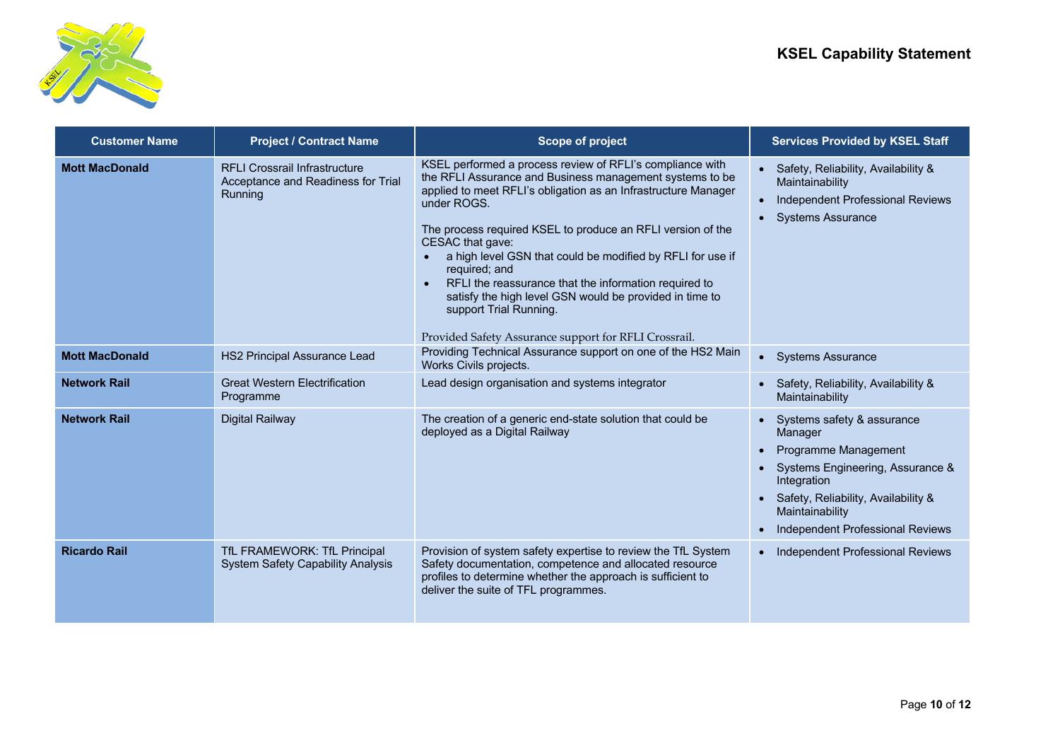| Customer Name | Project / Contract Name | Scope of project | Services Provided by KSEL Staff |
|---|---|---|---|
| **Mott MacDonald** | RFLI Crossrail Infrastructure Acceptance and Readiness for Trial Running | KSEL performed a process review of RFLI's compliance with the RFLI Assurance and Business management systems to be applied to meet RFLI's obligation as an Infrastructure Manager under ROGS.<br><br>The process required KSEL to produce an RFLI version of the CESAC that gave:<br>• a high level GSN that could be modified by RFLI for use if required; and<br>• RFLI the reassurance that the information required to satisfy the high level GSN would be provided in time to support Trial Running.<br><br>Provided Safety Assurance support for RFLI Crossrail. | • Safety, Reliability, Availability & Maintainability<br>• Independent Professional Reviews<br>• Systems Assurance |
| **Mott MacDonald** | HS2 Principal Assurance Lead | Providing Technical Assurance support on one of the HS2 Main Works Civils projects. | • Systems Assurance |
| **Network Rail** | Great Western Electrification Programme | Lead design organisation and systems integrator | • Safety, Reliability, Availability & Maintainability |
| **Network Rail** | Digital Railway | The creation of a generic end-state solution that could be deployed as a Digital Railway | • Systems safety & assurance Manager<br>• Programme Management<br>• Systems Engineering, Assurance & Integration<br>• Safety, Reliability, Availability & Maintainability<br>• Independent Professional Reviews |
| **Ricardo Rail** | TfL FRAMEWORK: TfL Principal System Safety Capability Analysis | Provision of system safety expertise to review the TfL System Safety documentation, competence and allocated resource profiles to determine whether the approach is sufficient to deliver the suite of TFL programmes. | • Independent Professional Reviews |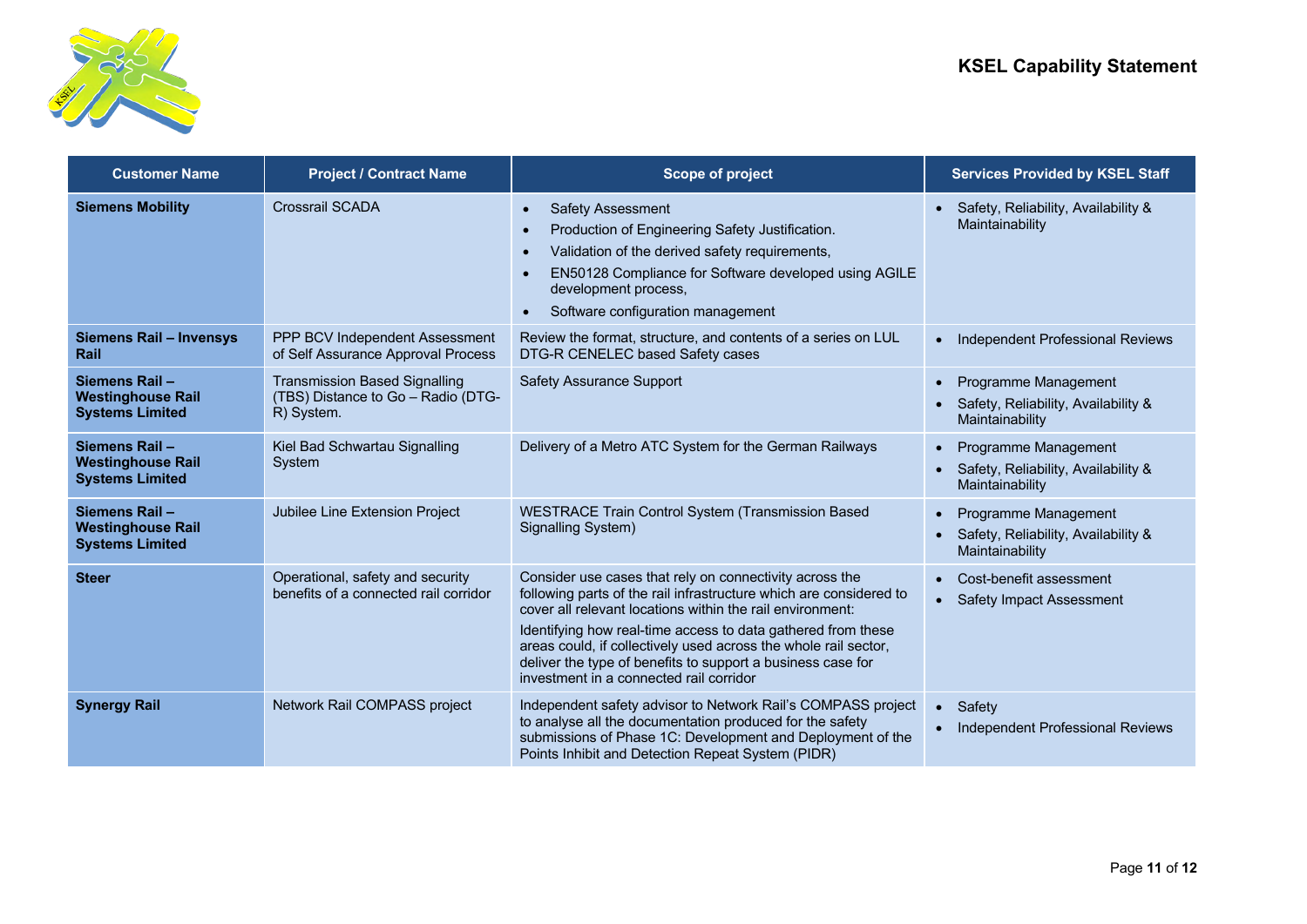| Customer Name | Project / Contract Name | Scope of project | Services Provided by KSEL Staff |
|---|---|---|---|
| **Siemens Mobility** | Crossrail SCADA | • Safety Assessment<br>• Production of Engineering Safety Justification.<br>• Validation of the derived safety requirements,<br>• EN50128 Compliance for Software developed using AGILE development process,<br>• Software configuration management | • Safety, Reliability, Availability & Maintainability |
| **Siemens Rail – Invensys Rail** | PPP BCV Independent Assessment of Self Assurance Approval Process | Review the format, structure, and contents of a series on LUL DTG-R CENELEC based Safety cases | • Independent Professional Reviews |
| **Siemens Rail – Westinghouse Rail Systems Limited** | Transmission Based Signalling (TBS) Distance to Go – Radio (DTG-R) System. | Safety Assurance Support | • Programme Management<br>• Safety, Reliability, Availability & Maintainability |
| **Siemens Rail – Westinghouse Rail Systems Limited** | Kiel Bad Schwartau Signalling System | Delivery of a Metro ATC System for the German Railways | • Programme Management<br>• Safety, Reliability, Availability & Maintainability |
| **Siemens Rail – Westinghouse Rail Systems Limited** | Jubilee Line Extension Project | WESTRACE Train Control System (Transmission Based Signalling System) | • Programme Management<br>• Safety, Reliability, Availability & Maintainability |
| **Steer** | Operational, safety and security benefits of a connected rail corridor | Consider use cases that rely on connectivity across the following parts of the rail infrastructure which are considered to cover all relevant locations within the rail environment:<br>Identifying how real-time access to data gathered from these areas could, if collectively used across the whole rail sector, deliver the type of benefits to support a business case for investment in a connected rail corridor | • Cost-benefit assessment<br>• Safety Impact Assessment |
| **Synergy Rail** | Network Rail COMPASS project | Independent safety advisor to Network Rail's COMPASS project to analyse all the documentation produced for the safety submissions of Phase 1C: Development and Deployment of the Points Inhibit and Detection Repeat System (PIDR) | • Safety<br>• Independent Professional Reviews |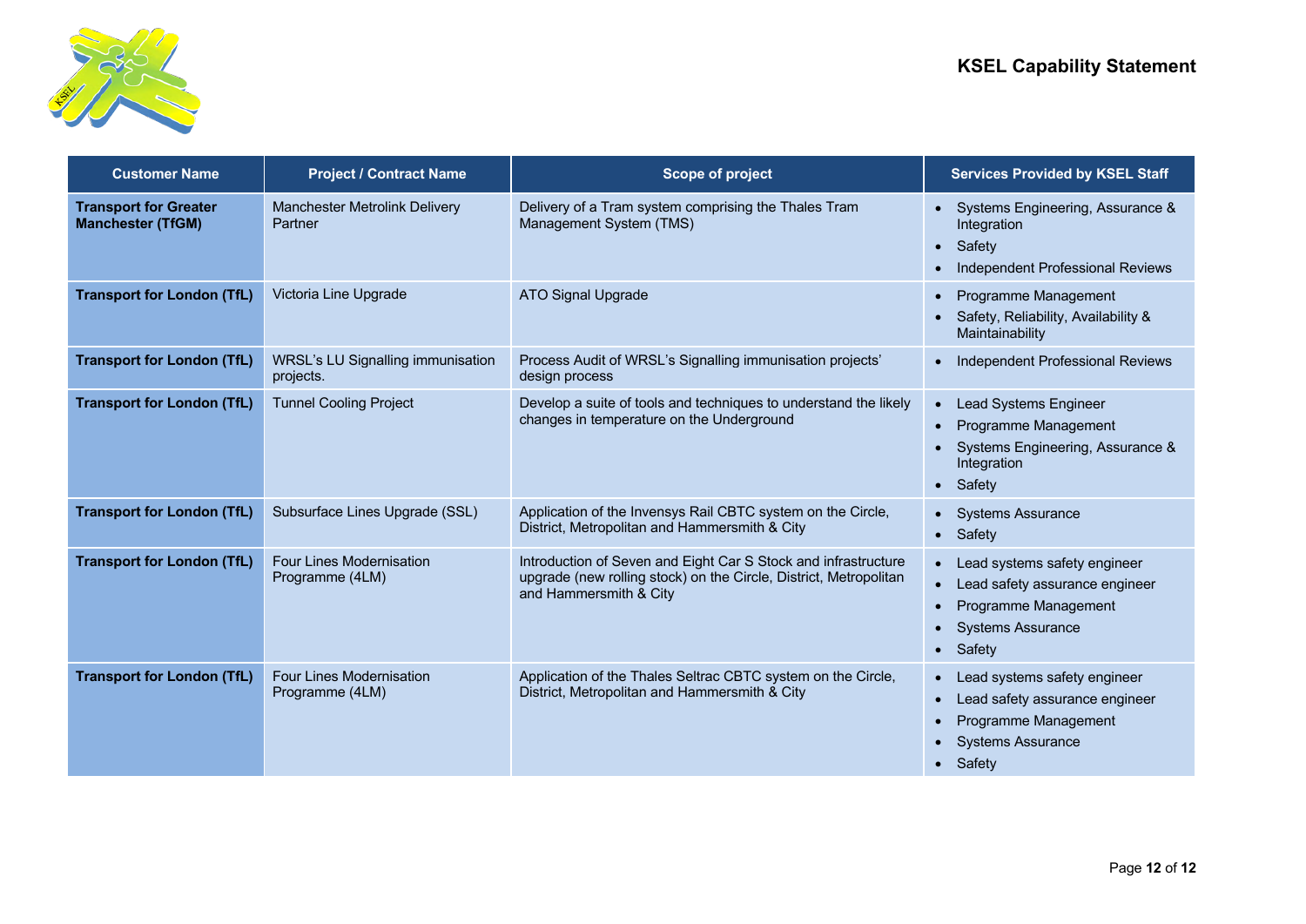| Customer Name | Project / Contract Name | Scope of project | Services Provided by KSEL Staff |
|---|---|---|---|
| **Transport for Greater Manchester (TfGM)** | Manchester Metrolink Delivery Partner | Delivery of a Tram system comprising the Thales Tram Management System (TMS) | • Systems Engineering, Assurance & Integration<br>• Safety<br>• Independent Professional Reviews |
| **Transport for London (TfL)** | Victoria Line Upgrade | ATO Signal Upgrade | • Programme Management<br>• Safety, Reliability, Availability & Maintainability |
| **Transport for London (TfL)** | WRSL's LU Signalling immunisation projects. | Process Audit of WRSL's Signalling immunisation projects' design process | • Independent Professional Reviews |
| **Transport for London (TfL)** | Tunnel Cooling Project | Develop a suite of tools and techniques to understand the likely changes in temperature on the Underground | • Lead Systems Engineer<br>• Programme Management<br>• Systems Engineering, Assurance & Integration<br>• Safety |
| **Transport for London (TfL)** | Subsurface Lines Upgrade (SSL) | Application of the Invensys Rail CBTC system on the Circle, District, Metropolitan and Hammersmith & City | • Systems Assurance<br>• Safety |
| **Transport for London (TfL)** | Four Lines Modernisation Programme (4LM) | Introduction of Seven and Eight Car S Stock and infrastructure upgrade (new rolling stock) on the Circle, District, Metropolitan and Hammersmith & City | • Lead systems safety engineer<br>• Lead safety assurance engineer<br>• Programme Management<br>• Systems Assurance<br>• Safety |
| **Transport for London (TfL)** | Four Lines Modernisation Programme (4LM) | Application of the Thales Seltrac CBTC system on the Circle, District, Metropolitan and Hammersmith & City | • Lead systems safety engineer<br>• Lead safety assurance engineer<br>• Programme Management<br>• Systems Assurance<br>• Safety |